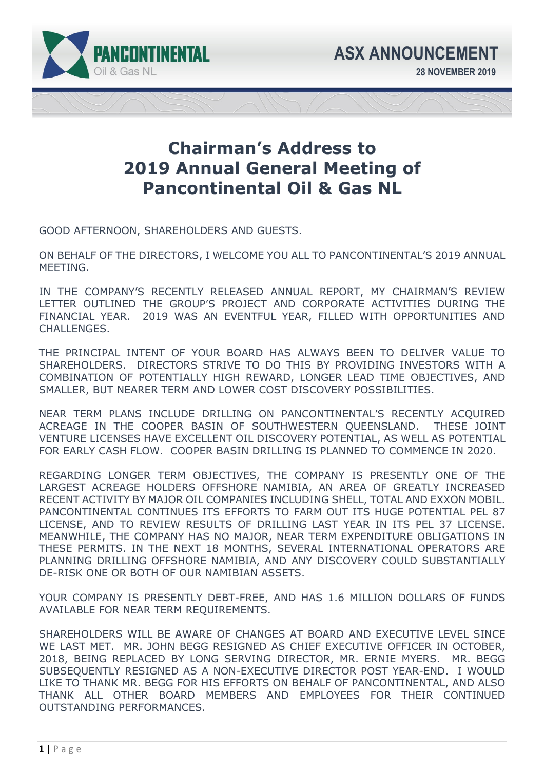# Chairman's Address to 2019 Annual General Meeting of Pancontinental Oil & Gas NL

GOOD AFTERNOON, SHAREHOLDERS AND GUESTS.

ON BEHALF OF THE DIRECTORS, I WELCOME YOU ALL TO PANCONTINENTAL'S 2019 ANNUAL MEETING.

IN THE COMPANY'S RECENTLY RELEASED ANNUAL REPORT, MY CHAIRMAN'S REVIEW LETTER OUTLINED THE GROUP'S PROJECT AND CORPORATE ACTIVITIES DURING THE FINANCIAL YEAR. 2019 WAS AN EVENTFUL YEAR, FILLED WITH OPPORTUNITIES AND CHALLENGES.

THE PRINCIPAL INTENT OF YOUR BOARD HAS ALWAYS BEEN TO DELIVER VALUE TO SHAREHOLDERS. DIRECTORS STRIVE TO DO THIS BY PROVIDING INVESTORS WITH A COMBINATION OF POTENTIALLY HIGH REWARD, LONGER LEAD TIME OBJECTIVES, AND SMALLER, BUT NEARER TERM AND LOWER COST DISCOVERY POSSIBILITIES.

NEAR TERM PLANS INCLUDE DRILLING ON PANCONTINENTAL'S RECENTLY ACQUIRED ACREAGE IN THE COOPER BASIN OF SOUTHWESTERN QUEENSLAND. THESE JOINT VENTURE LICENSES HAVE EXCELLENT OIL DISCOVERY POTENTIAL, AS WELL AS POTENTIAL FOR EARLY CASH FLOW. COOPER BASIN DRILLING IS PLANNED TO COMMENCE IN 2020.

REGARDING LONGER TERM OBJECTIVES, THE COMPANY IS PRESENTLY ONE OF THE LARGEST ACREAGE HOLDERS OFFSHORE NAMIBIA, AN AREA OF GREATLY INCREASED RECENT ACTIVITY BY MAJOR OIL COMPANIES INCLUDING SHELL, TOTAL AND EXXON MOBIL. PANCONTINENTAL CONTINUES ITS EFFORTS TO FARM OUT ITS HUGE POTENTIAL PEL 87 LICENSE, AND TO REVIEW RESULTS OF DRILLING LAST YEAR IN ITS PEL 37 LICENSE. MEANWHILE, THE COMPANY HAS NO MAJOR, NEAR TERM EXPENDITURE OBLIGATIONS IN THESE PERMITS. IN THE NEXT 18 MONTHS, SEVERAL INTERNATIONAL OPERATORS ARE PLANNING DRILLING OFFSHORE NAMIBIA, AND ANY DISCOVERY COULD SUBSTANTIALLY DE-RISK ONE OR BOTH OF OUR NAMIBIAN ASSETS.

YOUR COMPANY IS PRESENTLY DEBT-FREE, AND HAS 1.6 MILLION DOLLARS OF FUNDS AVAILABLE FOR NEAR TERM REQUIREMENTS.

SHAREHOLDERS WILL BE AWARE OF CHANGES AT BOARD AND EXECUTIVE LEVEL SINCE WE LAST MET. MR. JOHN BEGG RESIGNED AS CHIEF EXECUTIVE OFFICER IN OCTOBER, 2018, BEING REPLACED BY LONG SERVING DIRECTOR, MR. ERNIE MYERS. MR. BEGG SUBSEQUENTLY RESIGNED AS A NON-EXECUTIVE DIRECTOR POST YEAR-END. I WOULD LIKE TO THANK MR. BEGG FOR HIS EFFORTS ON BEHALF OF PANCONTINENTAL, AND ALSO THANK ALL OTHER BOARD MEMBERS AND EMPLOYEES FOR THEIR CONTINUED OUTSTANDING PERFORMANCES.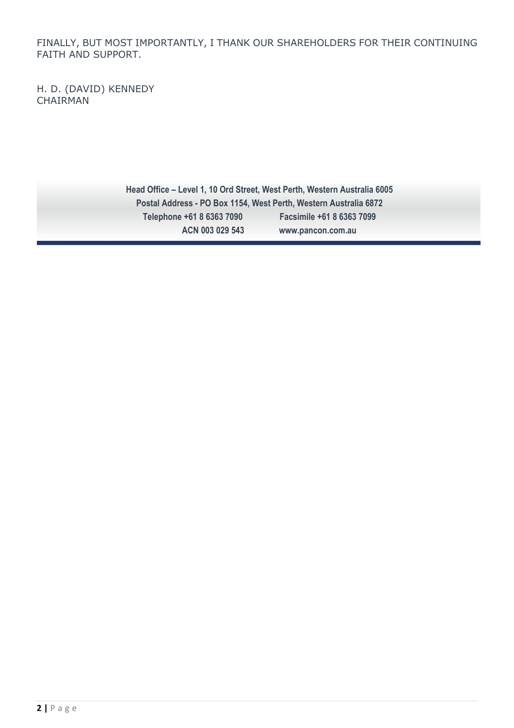FINALLY, BUT MOST IMPORTANTLY, I THANK OUR SHAREHOLDERS FOR THEIR CONTINUING FAITH AND SUPPORT.

H. D. (DAVID) KENNEDY
CHAIRMAN

**Head Office – Level 1, 10 Ord Street, West Perth, Western Australia 6005**
**Postal Address - PO Box 1154, West Perth, Western Australia 6872**
**Telephone +61 8 6363 7090 Facsimile +61 8 6363 7099**
**ACN 003 029 543 www.pancon.com.au**